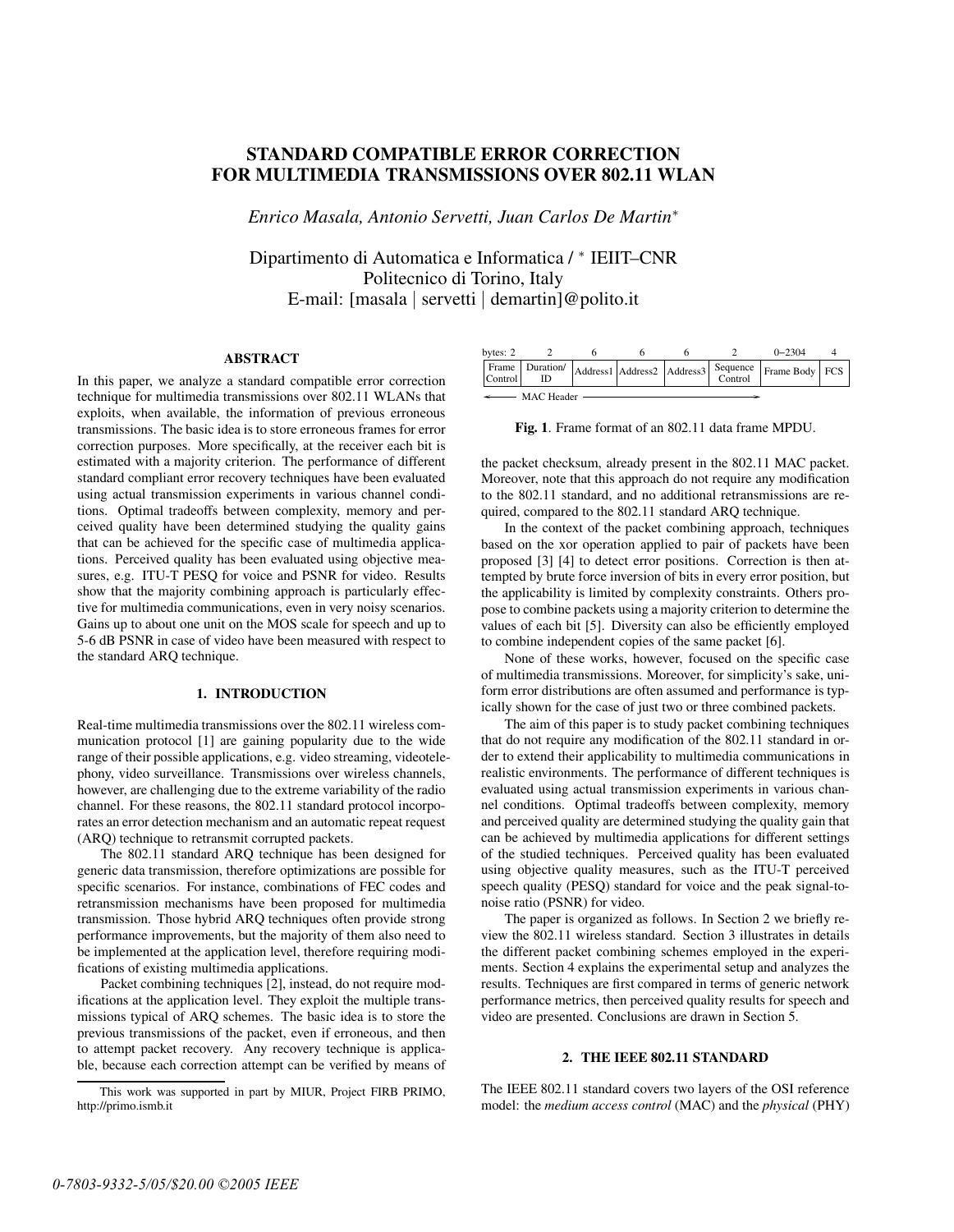# STANDARD COMPATIBLE ERROR CORRECTION FOR MULTIMEDIA TRANSMISSIONS OVER 802.11 WLAN

*Enrico Masala, Antonio Servetti, Juan Carlos De Martin*[*]

Dipartimento di Automatica e Informatica / [*] IEIIT–CNR
Politecnico di Torino, Italy
E-mail: [masala | servetti | demartin]@polito.it

### ABSTRACT

In this paper, we analyze a standard compatible error correction technique for multimedia transmissions over 802.11 WLANs that exploits, when available, the information of previous erroneous transmissions. The basic idea is to store erroneous frames for error correction purposes. More specifically, at the receiver each bit is estimated with a majority criterion. The performance of different standard compliant error recovery techniques have been evaluated using actual transmission experiments in various channel conditions. Optimal tradeoffs between complexity, memory and perceived quality have been determined studying the quality gains that can be achieved for the specific case of multimedia applications. Perceived quality has been evaluated using objective measures, e.g. ITU-T PESQ for voice and PSNR for video. Results show that the majority combining approach is particularly effective for multimedia communications, even in very noisy scenarios. Gains up to about one unit on the MOS scale for speech and up to 5-6 dB PSNR in case of video have been measured with respect to the standard ARQ technique.

## 1. INTRODUCTION

Real-time multimedia transmissions over the 802.11 wireless communication protocol [1] are gaining popularity due to the wide range of their possible applications, e.g. video streaming, videotelephony, video surveillance. Transmissions over wireless channels, however, are challenging due to the extreme variability of the radio channel. For these reasons, the 802.11 standard protocol incorporates an error detection mechanism and an automatic repeat request (ARQ) technique to retransmit corrupted packets.

The 802.11 standard ARQ technique has been designed for generic data transmission, therefore optimizations are possible for specific scenarios. For instance, combinations of FEC codes and retransmission mechanisms have been proposed for multimedia transmission. Those hybrid ARQ techniques often provide strong performance improvements, but the majority of them also need to be implemented at the application level, therefore requiring modifications of existing multimedia applications.

Packet combining techniques [2], instead, do not require modifications at the application level. They exploit the multiple transmissions typical of ARQ schemes. The basic idea is to store the previous transmissions of the packet, even if erroneous, and then to attempt packet recovery. Any recovery technique is applicable, because each correction attempt can be verified by means of the packet checksum, already present in the 802.11 MAC packet. Moreover, note that this approach do not require any modification to the 802.11 standard, and no additional retransmissions are required, compared to the 802.11 standard ARQ technique.

| bytes: 2 | 2 | 6 | 6 | 6 | 2 | 0–2304 | 4 |
|---|---|---|---|---|---|---|---|
| Frame Control | Duration/ ID | Address1 | Address2 | Address3 | Sequence Control | Frame Body | FCS |
| ← MAC Header → | | | | | | | |

**Fig. 1**. Frame format of an 802.11 data frame MPDU.

In the context of the packet combining approach, techniques based on the xor operation applied to pair of packets have been proposed [3] [4] to detect error positions. Correction is then attempted by brute force inversion of bits in every error position, but the applicability is limited by complexity constraints. Others propose to combine packets using a majority criterion to determine the values of each bit [5]. Diversity can also be efficiently employed to combine independent copies of the same packet [6].

None of these works, however, focused on the specific case of multimedia transmissions. Moreover, for simplicity's sake, uniform error distributions are often assumed and performance is typically shown for the case of just two or three combined packets.

The aim of this paper is to study packet combining techniques that do not require any modification of the 802.11 standard in order to extend their applicability to multimedia communications in realistic environments. The performance of different techniques is evaluated using actual transmission experiments in various channel conditions. Optimal tradeoffs between complexity, memory and perceived quality are determined studying the quality gain that can be achieved by multimedia applications for different settings of the studied techniques. Perceived quality has been evaluated using objective quality measures, such as the ITU-T perceived speech quality (PESQ) standard for voice and the peak signal-to-noise ratio (PSNR) for video.

The paper is organized as follows. In Section 2 we briefly review the 802.11 wireless standard. Section 3 illustrates in details the different packet combining schemes employed in the experiments. Section 4 explains the experimental setup and analyzes the results. Techniques are first compared in terms of generic network performance metrics, then perceived quality results for speech and video are presented. Conclusions are drawn in Section 5.

## 2. THE IEEE 802.11 STANDARD

The IEEE 802.11 standard covers two layers of the OSI reference model: the *medium access control* (MAC) and the *physical* (PHY)

This work was supported in part by MIUR, Project FIRB PRIMO, http://primo.ismb.it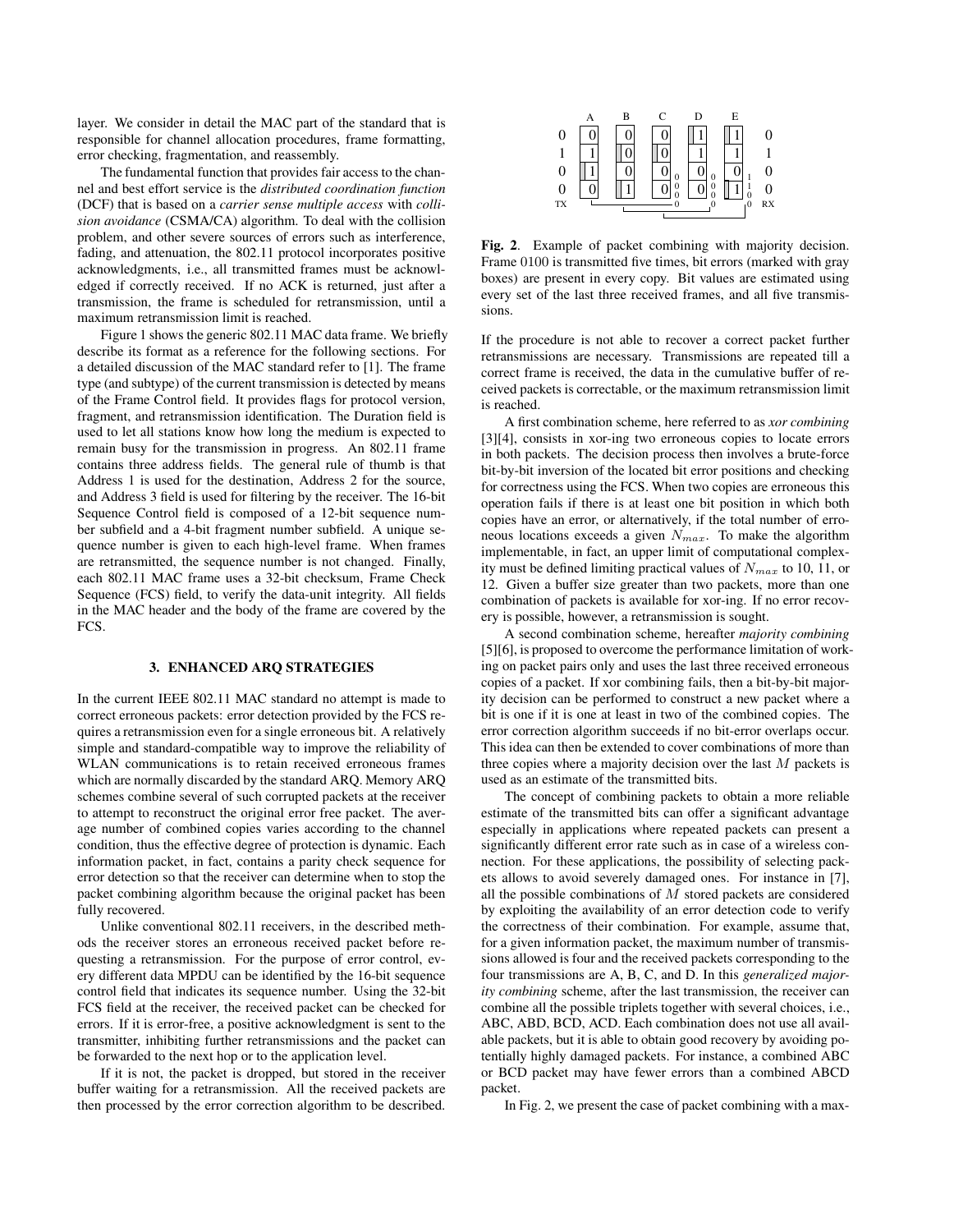layer. We consider in detail the MAC part of the standard that is responsible for channel allocation procedures, frame formatting, error checking, fragmentation, and reassembly.

The fundamental function that provides fair access to the channel and best effort service is the *distributed coordination function* (DCF) that is based on a *carrier sense multiple access* with *collision avoidance* (CSMA/CA) algorithm. To deal with the collision problem, and other severe sources of errors such as interference, fading, and attenuation, the 802.11 protocol incorporates positive acknowledgments, i.e., all transmitted frames must be acknowledged if correctly received. If no ACK is returned, just after a transmission, the frame is scheduled for retransmission, until a maximum retransmission limit is reached.

Figure 1 shows the generic 802.11 MAC data frame. We briefly describe its format as a reference for the following sections. For a detailed discussion of the MAC standard refer to [1]. The frame type (and subtype) of the current transmission is detected by means of the Frame Control field. It provides flags for protocol version, fragment, and retransmission identification. The Duration field is used to let all stations know how long the medium is expected to remain busy for the transmission in progress. An 802.11 frame contains three address fields. The general rule of thumb is that Address 1 is used for the destination, Address 2 for the source, and Address 3 field is used for filtering by the receiver. The 16-bit Sequence Control field is composed of a 12-bit sequence number subfield and a 4-bit fragment number subfield. A unique sequence number is given to each high-level frame. When frames are retransmitted, the sequence number is not changed. Finally, each 802.11 MAC frame uses a 32-bit checksum, Frame Check Sequence (FCS) field, to verify the data-unit integrity. All fields in the MAC header and the body of the frame are covered by the FCS.

## 3. ENHANCED ARQ STRATEGIES

In the current IEEE 802.11 MAC standard no attempt is made to correct erroneous packets: error detection provided by the FCS requires a retransmission even for a single erroneous bit. A relatively simple and standard-compatible way to improve the reliability of WLAN communications is to retain received erroneous frames which are normally discarded by the standard ARQ. Memory ARQ schemes combine several of such corrupted packets at the receiver to attempt to reconstruct the original error free packet. The average number of combined copies varies according to the channel condition, thus the effective degree of protection is dynamic. Each information packet, in fact, contains a parity check sequence for error detection so that the receiver can determine when to stop the packet combining algorithm because the original packet has been fully recovered.

Unlike conventional 802.11 receivers, in the described methods the receiver stores an erroneous received packet before requesting a retransmission. For the purpose of error control, every different data MPDU can be identified by the 16-bit sequence control field that indicates its sequence number. Using the 32-bit FCS field at the receiver, the received packet can be checked for errors. If it is error-free, a positive acknowledgment is sent to the transmitter, inhibiting further retransmissions and the packet can be forwarded to the next hop or to the application level.

If it is not, the packet is dropped, but stored in the receiver buffer waiting for a retransmission. All the received packets are then processed by the error correction algorithm to be described.

A B C D E

TX RX

**Fig. 2**. Example of packet combining with majority decision. Frame 0100 is transmitted five times, bit errors (marked with gray boxes) are present in every copy. Bit values are estimated using every set of the last three received frames, and all five transmissions.

If the procedure is not able to recover a correct packet further retransmissions are necessary. Transmissions are repeated till a correct frame is received, the data in the cumulative buffer of received packets is correctable, or the maximum retransmission limit is reached.

A first combination scheme, here referred to as *xor combining* [3][4], consists in xor-ing two erroneous copies to locate errors in both packets. The decision process then involves a brute-force bit-by-bit inversion of the located bit error positions and checking for correctness using the FCS. When two copies are erroneous this operation fails if there is at least one bit position in which both copies have an error, or alternatively, if the total number of erroneous locations exceeds a given $N_{max}$. To make the algorithm implementable, an upper limit of computational complexity must be defined limiting practical values of $N_{max}$ to 10, 11, or 12. Given a buffer size greater than two packets, more than one combination of packets is available for xor-ing. If no error recovery is possible, however, a retransmission is sought.

A second combination scheme, hereafter *majority combining* [5][6], is proposed to overcome the performance limitation of working on packet pairs only and uses the last three received erroneous copies of a packet. If xor combining fails, then a bit-by-bit majority decision can be performed to construct a new packet where a bit is one if it is one at least in two of the combined copies. The error correction algorithm succeeds if no bit-error overlaps occur. This idea can then be extended to cover combinations of more than three copies where a majority decision over the last $M$ packets is used as an estimate of the transmitted bits.

The concept of combining packets to obtain a more reliable estimate of the transmitted bits can offer a significant advantage especially in applications where repeated packets can present a significantly different error rate such as in case of a wireless connection. For these applications, the possibility of selecting packets allows to avoid severely damaged ones. For instance in [7], all the possible combinations of $M$ stored packets are considered by exploiting the availability of an error detection code to verify the correctness of their combination. For example, assume that, for a given information packet, the maximum number of transmissions allowed is four and the received packets corresponding to the four transmissions are A, B, C, and D. In this *generalized majority combining* scheme, after the last transmission, the receiver can combine all the possible triplets together with several choices, i.e., ABC, ABD, BCD, ACD. Each combination does not use all available packets, but it is able to obtain good recovery by avoiding potentially highly damaged packets. For instance, a combined ABC or BCD packet may have fewer errors than a combined ABCD packet.

In Fig. 2, we present the case of packet combining with a max-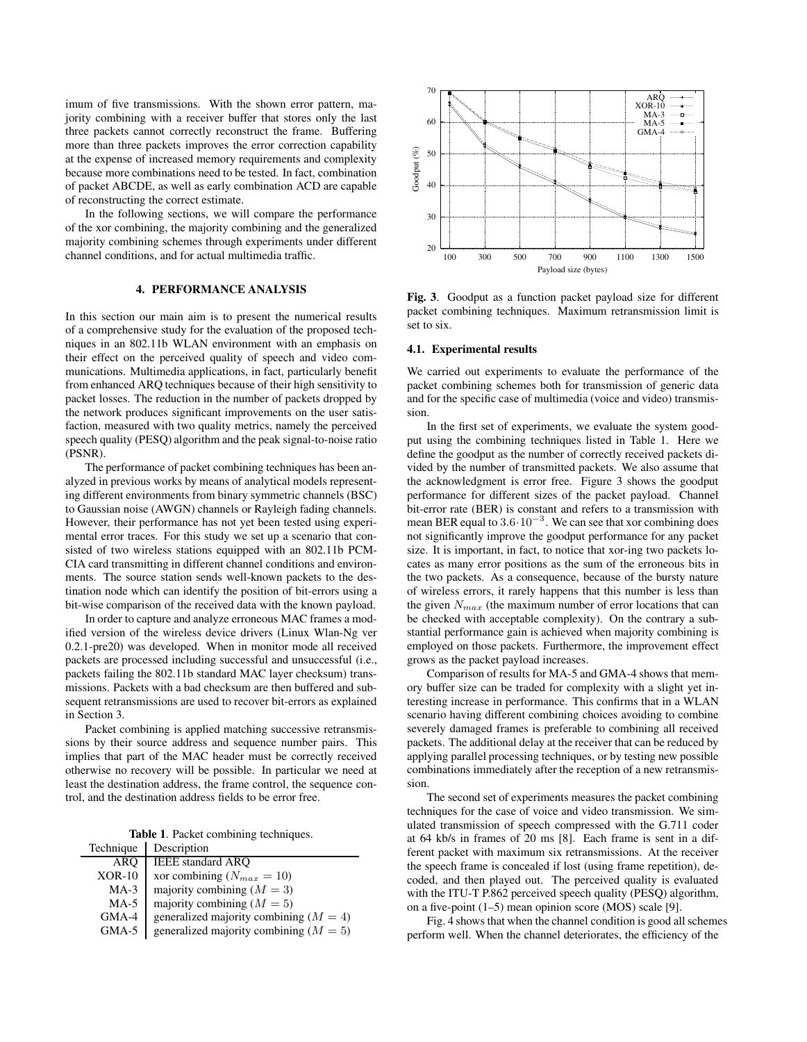imum of five transmissions. With the shown error pattern, majority combining with a receiver buffer that stores only the last three packets cannot correctly reconstruct the frame. Buffering more than three packets improves the error correction capability at the expense of increased memory requirements and complexity because more combinations need to be tested. In fact, combination of packet ABCDE, as well as early combination ACD are capable of reconstructing the correct estimate.

In the following sections, we will compare the performance of the xor combining, the majority combining and the generalized majority combining schemes through experiments under different channel conditions, and for actual multimedia traffic.

## 4. PERFORMANCE ANALYSIS

In this section our main aim is to present the numerical results of a comprehensive study for the evaluation of the proposed techniques in an 802.11b WLAN environment with an emphasis on their effect on the perceived quality of speech and video communications. Multimedia applications, in fact, particularly benefit from enhanced ARQ techniques because of their high sensitivity to packet losses. The reduction in the number of packets dropped by the network produces significant improvements on the user satisfaction, measured with two quality metrics, namely the perceived speech quality (PESQ) algorithm and the peak signal-to-noise ratio (PSNR).

The performance of packet combining techniques has been analyzed in previous works by means of analytical models representing different environments from binary symmetric channels (BSC) to Gaussian noise (AWGN) channels or Rayleigh fading channels. However, their performance has not yet been tested using experimental error traces. For this study we set up a scenario that consisted of two wireless stations equipped with an 802.11b PCMCIA card transmitting in different channel conditions and environments. The source station sends well-known packets to the destination node which can identify the position of bit-errors using a bit-wise comparison of the received data with the known payload.

In order to capture and analyze erroneous MAC frames a modified version of the wireless device drivers (Linux Wlan-Ng ver 0.2.1-pre20) was developed. When in monitor mode all received packets are processed including successful and unsuccessful (i.e., packets failing the 802.11b standard MAC layer checksum) transmissions. Packets with a bad checksum are then buffered and subsequent retransmissions are used to recover bit-errors as explained in Section 3.

Packet combining is applied matching successive retransmissions by their source address and sequence number pairs. This implies that part of the MAC header must be correctly received otherwise no recovery will be possible. In particular we need at least the destination address, the frame control, the sequence control, and the destination address fields to be error free.

**Table 1**. Packet combining techniques.

| Technique | Description |
|---|---|
| ARQ | IEEE standard ARQ |
| XOR-10 | xor combining ($N_{max} = 10$) |
| MA-3 | majority combining ($M = 3$) |
| MA-5 | majority combining ($M = 5$) |
| GMA-4 | generalized majority combining ($M = 4$) |
| GMA-5 | generalized majority combining ($M = 5$) |

70
60
50
40
30
20
Goodput (%)
100 300 500 700 900 1100 1300 1500
Payload size (bytes)
ARQ
XOR-10
MA-3
MA-5
GMA-4

**Fig. 3**. Goodput as a function packet payload size for different packet combining techniques. Maximum retransmission limit is set to six.

### 4.1. Experimental results

We carried out experiments to evaluate the performance of the packet combining schemes both for transmission of generic data and for the specific case of multimedia (voice and video) transmission.

In the first set of experiments, we evaluate the system goodput using the combining techniques listed in Table 1. Here we define the goodput as the number of correctly received packets divided by the number of transmitted packets. We also assume that the acknowledgment is error free. Figure 3 shows the goodput performance for different sizes of the packet payload. Channel bit-error rate (BER) is constant and refers to a transmission with mean BER equal to $3.6 \cdot 10^{-3}$. We can see that xor combining does not significantly improve the goodput performance for any packet size. It is important, in fact, to notice that xor-ing two packets locates as many error positions as the sum of the erroneous bits in the two packets. As a consequence, because of the bursty nature of wireless errors, it rarely happens that this number is less than the given $N_{max}$ (the maximum number of error locations that can be checked with acceptable complexity). On the contrary a substantial performance gain is achieved when majority combining is employed on those packets. Furthermore, the improvement effect grows as the packet payload increases.

Comparison of results for MA-5 and GMA-4 shows that memory buffer size can be traded for complexity with a slight yet interesting increase in performance. This confirms that in a WLAN scenario having different combining choices avoiding to combine severely damaged frames is preferable to combining all received packets. The additional delay at the receiver that can be reduced by applying parallel processing techniques, or by testing new possible combinations immediately after the reception of a new retransmission.

The second set of experiments measures the packet combining techniques for the case of voice and video transmission. We simulated transmission of speech compressed with the G.711 coder at 64 kb/s in frames of 20 ms [8]. Each frame is sent in a different packet with maximum six retransmissions. At the receiver the speech frame is concealed if lost (using frame repetition), decoded, and then played out. The perceived quality is evaluated with the ITU-T P.862 perceived speech quality (PESQ) algorithm, on a five-point (1–5) mean opinion score (MOS) scale [9].

Fig. 4 shows that when the channel condition is good all schemes perform well. When the channel deteriorates, the efficiency of the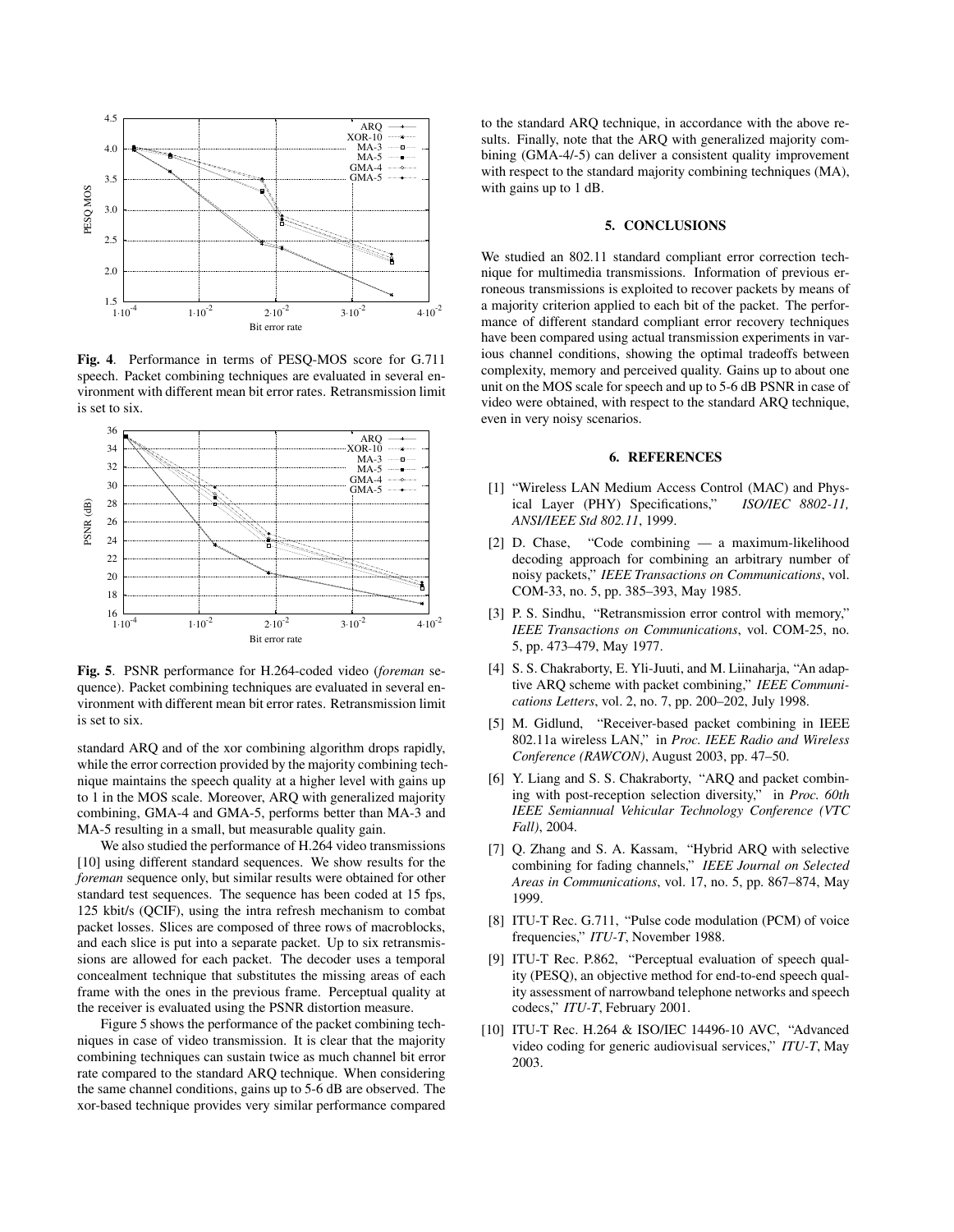4.5

4.0

3.5

3.0

2.5

2.0

1.5

PESQ MOS

$1{\cdot}10^{-4}$ $1{\cdot}10^{-2}$ $2{\cdot}10^{-2}$ $3{\cdot}10^{-2}$ $4{\cdot}10^{-2}$

Bit error rate

ARQ
XOR-10
MA-3
MA-5
GMA-4
GMA-5

**Fig. 4**. Performance in terms of PESQ-MOS score for G.711 speech. Packet combining techniques are evaluated in several environment with different mean bit error rates. Retransmission limit is set to six.

36

34

32

30

28

26

24

22

20

18

16

PSNR (dB)

$1{\cdot}10^{-4}$ $1{\cdot}10^{-2}$ $2{\cdot}10^{-2}$ $3{\cdot}10^{-2}$ $4{\cdot}10^{-2}$

Bit error rate

ARQ
XOR-10
MA-3
MA-5
GMA-4
GMA-5

**Fig. 5**. PSNR performance for H.264-coded video (*foreman* sequence). Packet combining techniques are evaluated in several environment with different mean bit error rates. Retransmission limit is set to six.

standard ARQ and of the xor combining algorithm drops rapidly, while the error correction provided by the majority combining technique maintains the speech quality at a higher level with gains up to 1 in the MOS scale. Moreover, ARQ with generalized majority combining, GMA-4 and GMA-5, performs better than MA-3 and MA-5 resulting in a small, but measurable quality gain.

We also studied the performance of H.264 video transmissions [10] using different standard sequences. We show results for the *foreman* sequence only, but similar results were obtained for other standard test sequences. The sequence has been coded at 15 fps, 125 kbit/s (QCIF), using the intra refresh mechanism to combat packet losses. Slices are composed of three rows of macroblocks, and each slice is put into a separate packet. Up to six retransmissions are allowed for each packet. The decoder uses a temporal concealment technique that substitutes the missing areas of each frame with the ones in the previous frame. Perceptual quality at the receiver is evaluated using the PSNR distortion measure.

Figure 5 shows the performance of the packet combining techniques in case of video transmission. It is clear that the majority combining techniques can sustain twice as much channel bit error rate compared to the standard ARQ technique. When considering the same channel conditions, gains up to 5-6 dB are observed. The xor-based technique provides very similar performance compared to the standard ARQ technique, in accordance with the above results. Finally, note that the ARQ with generalized majority combining (GMA-4/-5) can deliver a consistent quality improvement with respect to the standard majority combining techniques (MA), with gains up to 1 dB.

## 5. CONCLUSIONS

We studied an 802.11 standard compliant error correction technique for multimedia transmissions. Information of previous erroneous transmissions is exploited to recover packets by means of a majority criterion applied to each bit of the packet. The performance of different standard compliant error recovery techniques have been compared using actual transmission experiments in various channel conditions, showing the optimal tradeoffs between complexity, memory and perceived quality. Gains up to about one unit on the MOS scale for speech and up to 5-6 dB PSNR in case of video were obtained, with respect to the standard ARQ technique, even in very noisy scenarios.

## 6. REFERENCES

[1] "Wireless LAN Medium Access Control (MAC) and Physical Layer (PHY) Specifications," *ISO/IEC 8802-11, ANSI/IEEE Std 802.11*, 1999.

[2] D. Chase, "Code combining — a maximum-likelihood decoding approach for combining an arbitrary number of noisy packets," *IEEE Transactions on Communications*, vol. COM-33, no. 5, pp. 385–393, May 1985.

[3] P. S. Sindhu, "Retransmission error control with memory," *IEEE Transactions on Communications*, vol. COM-25, no. 5, pp. 473–479, May 1977.

[4] S. S. Chakraborty, E. Yli-Juuti, and M. Liinaharja, "An adaptive ARQ scheme with packet combining," *IEEE Communications Letters*, vol. 2, no. 7, pp. 200–202, July 1998.

[5] M. Gidlund, "Receiver-based packet combining in IEEE 802.11a wireless LAN," in *Proc. IEEE Radio and Wireless Conference (RAWCON)*, August 2003, pp. 47–50.

[6] Y. Liang and S. S. Chakraborty, "ARQ and packet combining with post-reception selection diversity," in *Proc. 60th IEEE Semiannual Vehicular Technology Conference (VTC Fall)*, 2004.

[7] Q. Zhang and S. A. Kassam, "Hybrid ARQ with selective combining for fading channels," *IEEE Journal on Selected Areas in Communications*, vol. 17, no. 5, pp. 867–874, May 1999.

[8] ITU-T Rec. G.711, "Pulse code modulation (PCM) of voice frequencies," *ITU-T*, November 1988.

[9] ITU-T Rec. P.862, "Perceptual evaluation of speech quality (PESQ), an objective method for end-to-end speech quality assessment of narrowband telephone networks and speech codecs," *ITU-T*, February 2001.

[10] ITU-T Rec. H.264 & ISO/IEC 14496-10 AVC, "Advanced video coding for generic audiovisual services," *ITU-T*, May 2003.